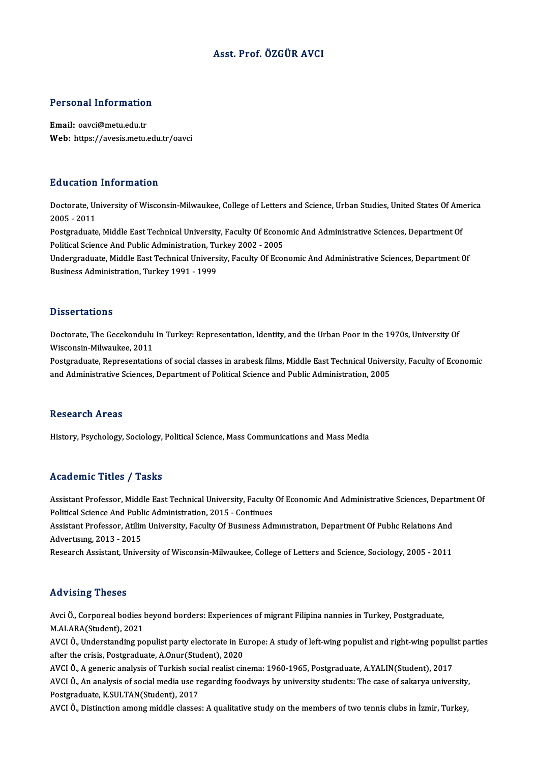# Asst. Prof. ÖZGÜR AVCI

## Personal Information

**Email:** oavci@metu.edu.tr
**Web:** https://avesis.metu.edu.tr/oavci

## Education Information

Doctorate, University of Wisconsin-Milwaukee, College of Letters and Science, Urban Studies, United States Of America 2005 - 2011

Postgraduate, Middle East Technical University, Faculty Of Economic And Administrative Sciences, Department Of Political Science And Public Administration, Turkey 2002 - 2005

Undergraduate, Middle East Technical University, Faculty Of Economic And Administrative Sciences, Department Of Business Administration, Turkey 1991 - 1999

## Dissertations

Doctorate, The Gecekondulu In Turkey: Representation, Identity, and the Urban Poor in the 1970s, University Of Wisconsin-Milwaukee, 2011

Postgraduate, Representations of social classes in arabesk films, Middle East Technical University, Faculty of Economic and Administrative Sciences, Department of Political Science and Public Administration, 2005

## Research Areas

History, Psychology, Sociology, Political Science, Mass Communications and Mass Media

## Academic Titles / Tasks

Assistant Professor, Middle East Technical University, Faculty Of Economic And Administrative Sciences, Department Of Political Science And Public Administration, 2015 - Continues

Assistant Professor, Atilim University, Faculty Of Busıness Admınıstratıon, Department Of Publıc Relatıons And Advertısıng, 2013 - 2015

Research Assistant, University of Wisconsin-Milwaukee, College of Letters and Science, Sociology, 2005 - 2011

## Advising Theses

Avci Ö., Corporeal bodies beyond borders: Experiences of migrant Filipina nannies in Turkey, Postgraduate, M.ALARA(Student), 2021

AVCI Ö., Understanding populist party electorate in Europe: A study of left-wing populist and right-wing populist parties after the crisis, Postgraduate, A.Onur(Student), 2020

AVCI Ö., A generic analysis of Turkish social realist cinema: 1960-1965, Postgraduate, A.YALIN(Student), 2017

AVCI Ö., An analysis of social media use regarding foodways by university students: The case of sakarya university, Postgraduate, K.SULTAN(Student), 2017

AVCI Ö., Distinction among middle classes: A qualitative study on the members of two tennis clubs in İzmir, Turkey,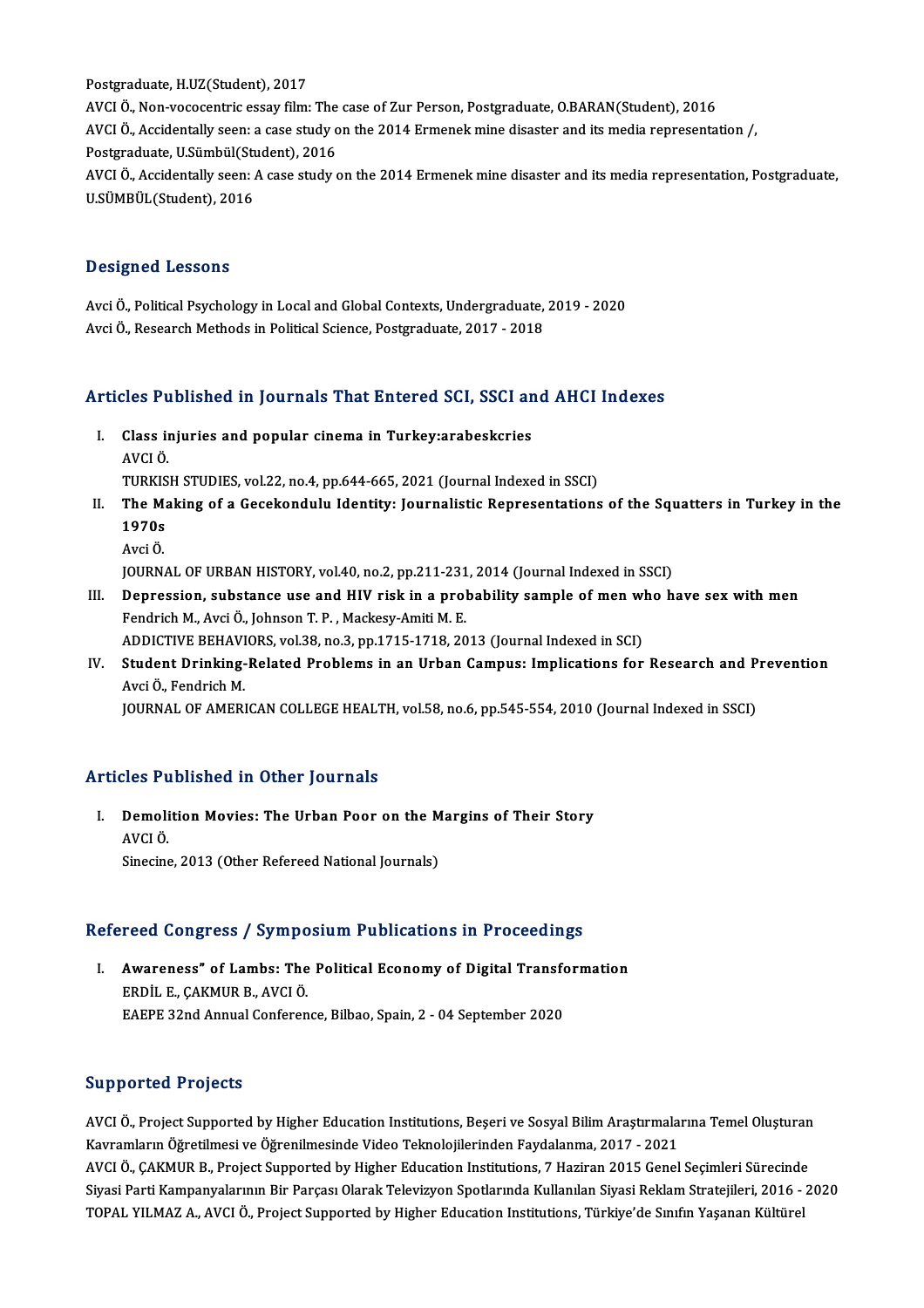Postgraduate, H.UZ(Student), 2017

AVCI Ö., Non-vococentric essay film: The case of Zur Person, Postgraduate, O.BARAN(Student), 2016

AVCI Ö., Accidentally seen: a case study on the 2014 Ermenek mine disaster and its media representation /, Postgraduate, U.Sümbül(Student), 2016

AVCI Ö., Accidentally seen: A case study on the 2014 Ermenek mine disaster and its media representation, Postgraduate, U.SÜMBÜL(Student), 2016

## Designed Lessons

Avci Ö., Political Psychology in Local and Global Contexts, Undergraduate, 2019 - 2020

Avci Ö., Research Methods in Political Science, Postgraduate, 2017 - 2018

## Articles Published in Journals That Entered SCI, SSCI and AHCI Indexes

I. **Class injuries and popular cinema in Turkey:arabeskcries**
   AVCI Ö.
   TURKISH STUDIES, vol.22, no.4, pp.644-665, 2021 (Journal Indexed in SSCI)

II. **The Making of a Gecekondulu Identity: Journalistic Representations of the Squatters in Turkey in the 1970s**
   Avci Ö.
   JOURNAL OF URBAN HISTORY, vol.40, no.2, pp.211-231, 2014 (Journal Indexed in SSCI)

III. **Depression, substance use and HIV risk in a probability sample of men who have sex with men**
   Fendrich M., Avci Ö., Johnson T. P. , Mackesy-Amiti M. E.
   ADDICTIVE BEHAVIORS, vol.38, no.3, pp.1715-1718, 2013 (Journal Indexed in SCI)

IV. **Student Drinking-Related Problems in an Urban Campus: Implications for Research and Prevention**
   Avci Ö., Fendrich M.
   JOURNAL OF AMERICAN COLLEGE HEALTH, vol.58, no.6, pp.545-554, 2010 (Journal Indexed in SSCI)

## Articles Published in Other Journals

I. **Demolition Movies: The Urban Poor on the Margins of Their Story**
   AVCI Ö.
   Sinecine, 2013 (Other Refereed National Journals)

## Refereed Congress / Symposium Publications in Proceedings

I. **Awareness" of Lambs: The Political Economy of Digital Transformation**
   ERDİL E., ÇAKMUR B., AVCI Ö.
   EAEPE 32nd Annual Conference, Bilbao, Spain, 2 - 04 September 2020

## Supported Projects

AVCI Ö., Project Supported by Higher Education Institutions, Beşeri ve Sosyal Bilim Araştırmalarına Temel Oluşturan Kavramların Öğretilmesi ve Öğrenilmesinde Video Teknolojilerinden Faydalanma, 2017 - 2021

AVCI Ö., ÇAKMUR B., Project Supported by Higher Education Institutions, 7 Haziran 2015 Genel Seçimleri Sürecinde Siyasi Parti Kampanyalarının Bir Parçası Olarak Televizyon Spotlarında Kullanılan Siyasi Reklam Stratejileri, 2016 - 2020

TOPAL YILMAZ A., AVCI Ö., Project Supported by Higher Education Institutions, Türkiye'de Sınıfın Yaşanan Kültürel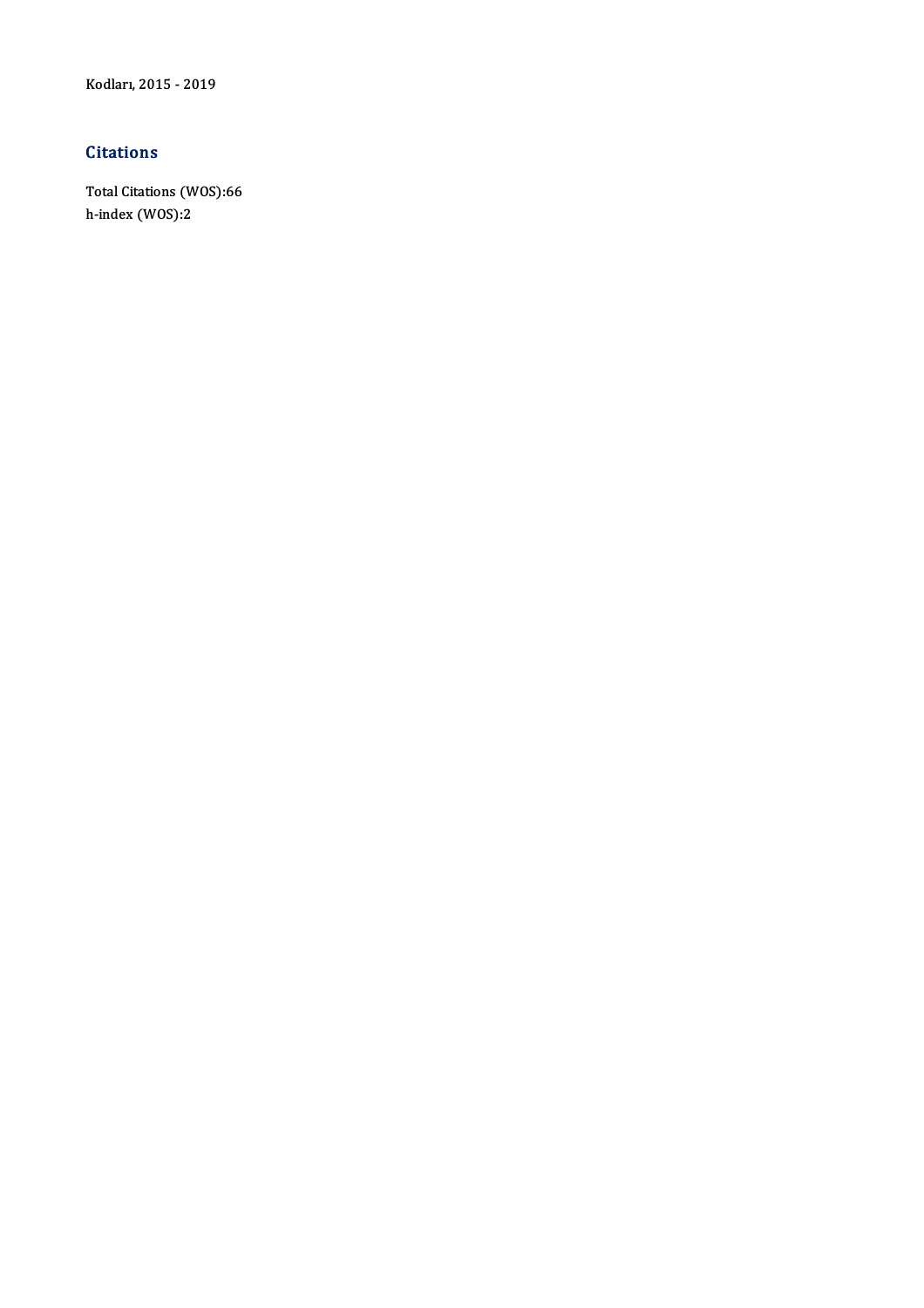Kodları, 2015 - 2019

## Citations

Total Citations (WOS):66
h-index (WOS):2